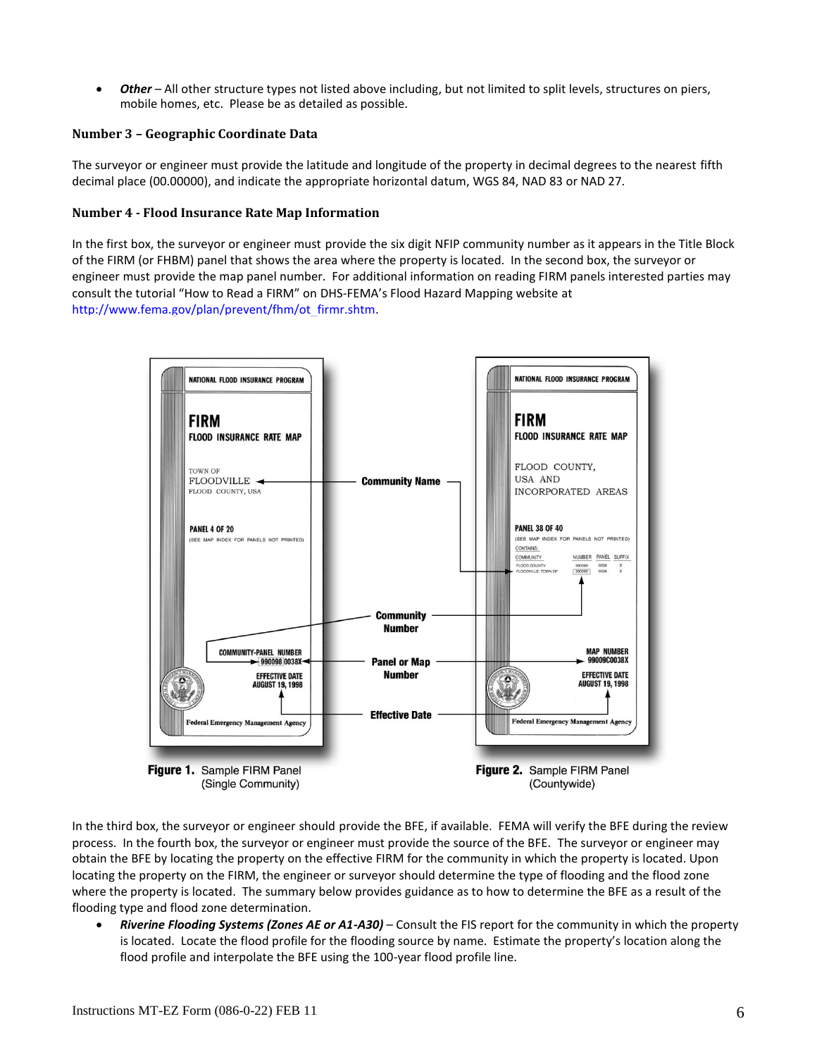- ***Other*** – All other structure types not listed above including, but not limited to split levels, structures on piers, mobile homes, etc. Please be as detailed as possible.

### Number 3 – Geographic Coordinate Data

The surveyor or engineer must provide the latitude and longitude of the property in decimal degrees to the nearest fifth decimal place (00.00000), and indicate the appropriate horizontal datum, WGS 84, NAD 83 or NAD 27.

### Number 4 - Flood Insurance Rate Map Information

In the first box, the surveyor or engineer must provide the six digit NFIP community number as it appears in the Title Block of the FIRM (or FHBM) panel that shows the area where the property is located. In the second box, the surveyor or engineer must provide the map panel number. For additional information on reading FIRM panels interested parties may consult the tutorial "How to Read a FIRM" on DHS-FEMA's Flood Hazard Mapping website at http://www.fema.gov/plan/prevent/fhm/ot_firmr.shtm.

**Figure 1.** Sample FIRM Panel (Single Community)

**Figure 2.** Sample FIRM Panel (Countywide)

In the third box, the surveyor or engineer should provide the BFE, if available. FEMA will verify the BFE during the review process. In the fourth box, the surveyor or engineer must provide the source of the BFE. The surveyor or engineer may obtain the BFE by locating the property on the effective FIRM for the community in which the property is located. Upon locating the property on the FIRM, the engineer or surveyor should determine the type of flooding and the flood zone where the property is located. The summary below provides guidance as to how to determine the BFE as a result of the flooding type and flood zone determination.

- ***Riverine Flooding Systems (Zones AE or A1-A30)*** – Consult the FIS report for the community in which the property is located. Locate the flood profile for the flooding source by name. Estimate the property's location along the flood profile and interpolate the BFE using the 100-year flood profile line.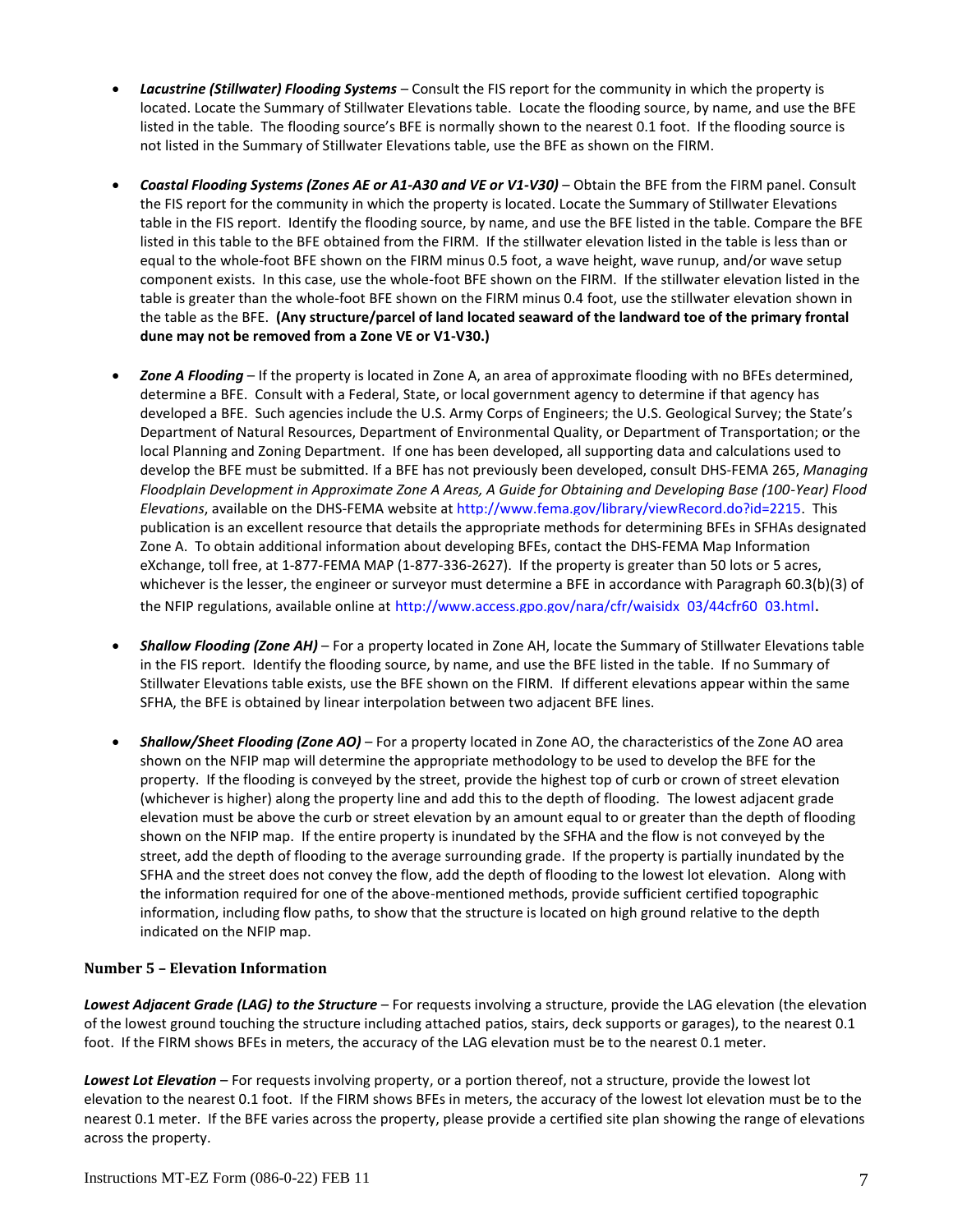- ***Lacustrine (Stillwater) Flooding Systems*** – Consult the FIS report for the community in which the property is located. Locate the Summary of Stillwater Elevations table. Locate the flooding source, by name, and use the BFE listed in the table. The flooding source's BFE is normally shown to the nearest 0.1 foot. If the flooding source is not listed in the Summary of Stillwater Elevations table, use the BFE as shown on the FIRM.

- ***Coastal Flooding Systems (Zones AE or A1-A30 and VE or V1-V30)*** – Obtain the BFE from the FIRM panel. Consult the FIS report for the community in which the property is located. Locate the Summary of Stillwater Elevations table in the FIS report. Identify the flooding source, by name, and use the BFE listed in the table. Compare the BFE listed in this table to the BFE obtained from the FIRM. If the stillwater elevation listed in the table is less than or equal to the whole-foot BFE shown on the FIRM minus 0.5 foot, a wave height, wave runup, and/or wave setup component exists. In this case, use the whole-foot BFE shown on the FIRM. If the stillwater elevation listed in the table is greater than the whole-foot BFE shown on the FIRM minus 0.4 foot, use the stillwater elevation shown in the table as the BFE. **(Any structure/parcel of land located seaward of the landward toe of the primary frontal dune may not be removed from a Zone VE or V1-V30.)**

- ***Zone A Flooding*** – If the property is located in Zone A, an area of approximate flooding with no BFEs determined, determine a BFE. Consult with a Federal, State, or local government agency to determine if that agency has developed a BFE. Such agencies include the U.S. Army Corps of Engineers; the U.S. Geological Survey; the State's Department of Natural Resources, Department of Environmental Quality, or Department of Transportation; or the local Planning and Zoning Department. If one has been developed, all supporting data and calculations used to develop the BFE must be submitted. If a BFE has not previously been developed, consult DHS-FEMA 265, *Managing Floodplain Development in Approximate Zone A Areas, A Guide for Obtaining and Developing Base (100-Year) Flood Elevations*, available on the DHS-FEMA website at http://www.fema.gov/library/viewRecord.do?id=2215. This publication is an excellent resource that details the appropriate methods for determining BFEs in SFHAs designated Zone A. To obtain additional information about developing BFEs, contact the DHS-FEMA Map Information eXchange, toll free, at 1-877-FEMA MAP (1-877-336-2627). If the property is greater than 50 lots or 5 acres, whichever is the lesser, the engineer or surveyor must determine a BFE in accordance with Paragraph 60.3(b)(3) of the NFIP regulations, available online at http://www.access.gpo.gov/nara/cfr/waisidx_03/44cfr60_03.html.

- ***Shallow Flooding (Zone AH)*** – For a property located in Zone AH, locate the Summary of Stillwater Elevations table in the FIS report. Identify the flooding source, by name, and use the BFE listed in the table. If no Summary of Stillwater Elevations table exists, use the BFE shown on the FIRM. If different elevations appear within the same SFHA, the BFE is obtained by linear interpolation between two adjacent BFE lines.

- ***Shallow/Sheet Flooding (Zone AO)*** – For a property located in Zone AO, the characteristics of the Zone AO area shown on the NFIP map will determine the appropriate methodology to be used to develop the BFE for the property. If the flooding is conveyed by the street, provide the highest top of curb or crown of street elevation (whichever is higher) along the property line and add this to the depth of flooding. The lowest adjacent grade elevation must be above the curb or street elevation by an amount equal to or greater than the depth of flooding shown on the NFIP map. If the entire property is inundated by the SFHA and the flow is not conveyed by the street, add the depth of flooding to the average surrounding grade. If the property is partially inundated by the SFHA and the street does not convey the flow, add the depth of flooding to the lowest lot elevation. Along with the information required for one of the above-mentioned methods, provide sufficient certified topographic information, including flow paths, to show that the structure is located on high ground relative to the depth indicated on the NFIP map.

### Number 5 – Elevation Information

***Lowest Adjacent Grade (LAG) to the Structure*** – For requests involving a structure, provide the LAG elevation (the elevation of the lowest ground touching the structure including attached patios, stairs, deck supports or garages), to the nearest 0.1 foot. If the FIRM shows BFEs in meters, the accuracy of the LAG elevation must be to the nearest 0.1 meter.

***Lowest Lot Elevation*** – For requests involving property, or a portion thereof, not a structure, provide the lowest lot elevation to the nearest 0.1 foot. If the FIRM shows BFEs in meters, the accuracy of the lowest lot elevation must be to the nearest 0.1 meter. If the BFE varies across the property, please provide a certified site plan showing the range of elevations across the property.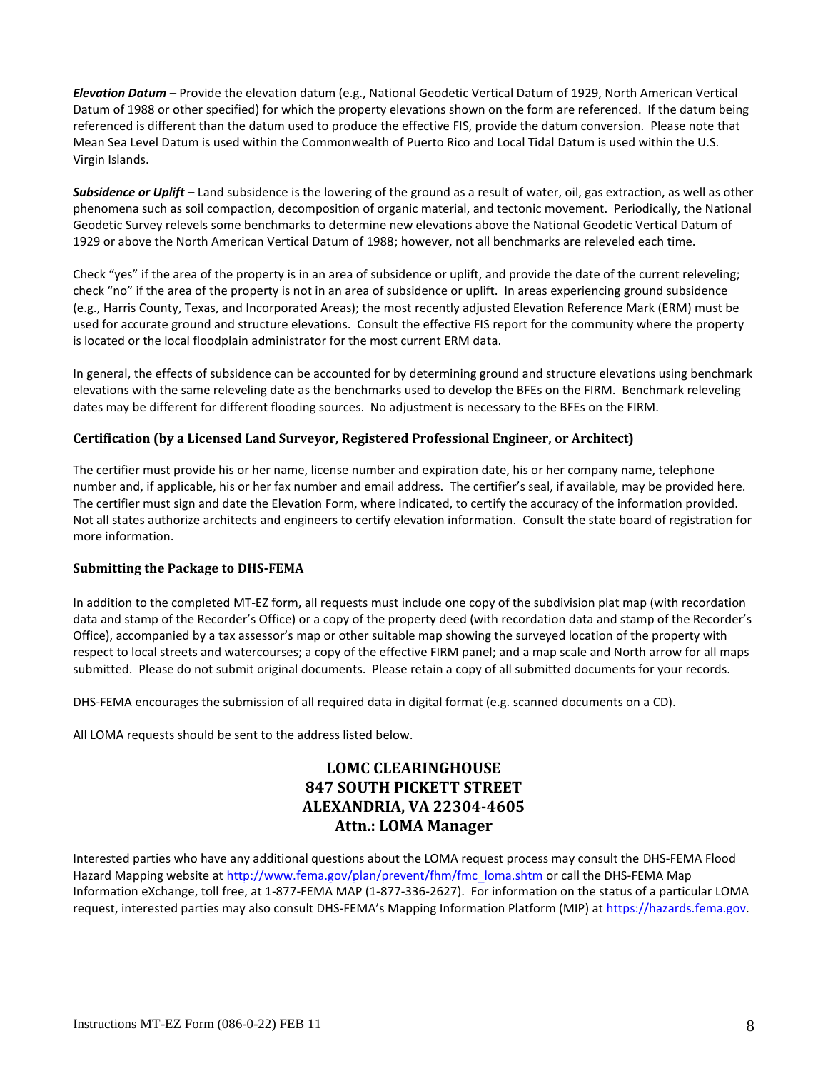***Elevation Datum*** – Provide the elevation datum (e.g., National Geodetic Vertical Datum of 1929, North American Vertical Datum of 1988 or other specified) for which the property elevations shown on the form are referenced. If the datum being referenced is different than the datum used to produce the effective FIS, provide the datum conversion. Please note that Mean Sea Level Datum is used within the Commonwealth of Puerto Rico and Local Tidal Datum is used within the U.S. Virgin Islands.

***Subsidence or Uplift*** – Land subsidence is the lowering of the ground as a result of water, oil, gas extraction, as well as other phenomena such as soil compaction, decomposition of organic material, and tectonic movement. Periodically, the National Geodetic Survey relevels some benchmarks to determine new elevations above the National Geodetic Vertical Datum of 1929 or above the North American Vertical Datum of 1988; however, not all benchmarks are releveled each time.

Check "yes" if the area of the property is in an area of subsidence or uplift, and provide the date of the current releveling; check "no" if the area of the property is not in an area of subsidence or uplift. In areas experiencing ground subsidence (e.g., Harris County, Texas, and Incorporated Areas); the most recently adjusted Elevation Reference Mark (ERM) must be used for accurate ground and structure elevations. Consult the effective FIS report for the community where the property is located or the local floodplain administrator for the most current ERM data.

In general, the effects of subsidence can be accounted for by determining ground and structure elevations using benchmark elevations with the same releveling date as the benchmarks used to develop the BFEs on the FIRM. Benchmark releveling dates may be different for different flooding sources. No adjustment is necessary to the BFEs on the FIRM.

### Certification (by a Licensed Land Surveyor, Registered Professional Engineer, or Architect)

The certifier must provide his or her name, license number and expiration date, his or her company name, telephone number and, if applicable, his or her fax number and email address. The certifier's seal, if available, may be provided here. The certifier must sign and date the Elevation Form, where indicated, to certify the accuracy of the information provided. Not all states authorize architects and engineers to certify elevation information. Consult the state board of registration for more information.

### Submitting the Package to DHS-FEMA

In addition to the completed MT-EZ form, all requests must include one copy of the subdivision plat map (with recordation data and stamp of the Recorder's Office) or a copy of the property deed (with recordation data and stamp of the Recorder's Office), accompanied by a tax assessor's map or other suitable map showing the surveyed location of the property with respect to local streets and watercourses; a copy of the effective FIRM panel; and a map scale and North arrow for all maps submitted. Please do not submit original documents. Please retain a copy of all submitted documents for your records.

DHS-FEMA encourages the submission of all required data in digital format (e.g. scanned documents on a CD).

All LOMA requests should be sent to the address listed below.

**LOMC CLEARINGHOUSE**
**847 SOUTH PICKETT STREET**
**ALEXANDRIA, VA 22304-4605**
**Attn.: LOMA Manager**

Interested parties who have any additional questions about the LOMA request process may consult the DHS-FEMA Flood Hazard Mapping website at http://www.fema.gov/plan/prevent/fhm/fmc_loma.shtm or call the DHS-FEMA Map Information eXchange, toll free, at 1-877-FEMA MAP (1-877-336-2627). For information on the status of a particular LOMA request, interested parties may also consult DHS-FEMA's Mapping Information Platform (MIP) at https://hazards.fema.gov.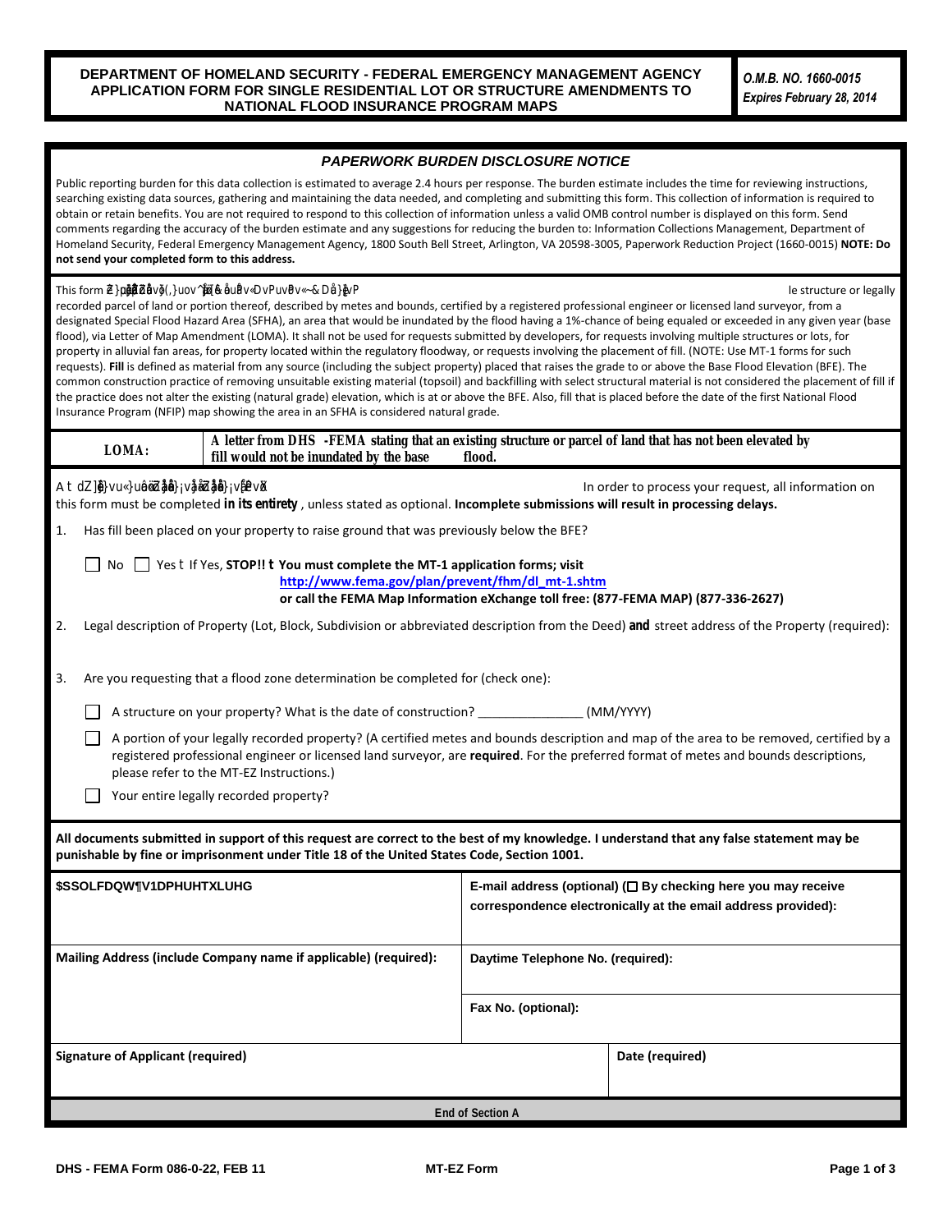**DEPARTMENT OF HOMELAND SECURITY - FEDERAL EMERGENCY MANAGEMENT AGENCY**
**APPLICATION FORM FOR SINGLE RESIDENTIAL LOT OR STRUCTURE AMENDMENTS TO NATIONAL FLOOD INSURANCE PROGRAM MAPS**

*O.M.B. NO. 1660-0015*
*Expires February 28, 2014*

## *PAPERWORK BURDEN DISCLOSURE NOTICE*

Public reporting burden for this data collection is estimated to average 2.4 hours per response. The burden estimate includes the time for reviewing instructions, searching existing data sources, gathering and maintaining the data needed, and completing and submitting this form. This collection of information is required to obtain or retain benefits. You are not required to respond to this collection of information unless a valid OMB control number is displayed on this form. Send comments regarding the accuracy of the burden estimate and any suggestions for reducing the burden to: Information Collections Management, Department of Homeland Security, Federal Emergency Management Agency, 1800 South Bell Street, Arlington, VA 20598-3005, Paperwork Reduction Project (1660-0015) **NOTE: Do not send your completed form to this address.**

This form ... le structure or legally recorded parcel of land or portion thereof, described by metes and bounds, certified by a registered professional engineer or licensed land surveyor, from a designated Special Flood Hazard Area (SFHA), an area that would be inundated by the flood having a 1%-chance of being equaled or exceeded in any given year (base flood), via Letter of Map Amendment (LOMA). It shall not be used for requests submitted by developers, for requests involving multiple structures or lots, for property in alluvial fan areas, for property located within the regulatory floodway, or requests involving the placement of fill. (NOTE: Use MT-1 forms for such requests). **Fill** is defined as material from any source (including the subject property) placed that raises the grade to or above the Base Flood Elevation (BFE). The common construction practice of removing unsuitable existing material (topsoil) and backfilling with select structural material is not considered the placement of fill if the practice does not alter the existing (natural grade) elevation, which is at or above the BFE. Also, fill that is placed before the date of the first National Flood Insurance Program (NFIP) map showing the area in an SFHA is considered natural grade.

| **LOMA:** | **A letter from DHS -FEMA stating that an existing structure or parcel of land that has not been elevated by fill would not be inundated by the base flood.** |
|---|---|

... In order to process your request, all information on this form must be completed **in its entirety**, unless stated as optional. **Incomplete submissions will result in processing delays.**

1. Has fill been placed on your property to raise ground that was previously below the BFE?

   ☐ No ☐ Yes – If Yes, **STOP!! – You must complete the MT-1 application forms; visit** **http://www.fema.gov/plan/prevent/fhm/dl_mt-1.shtm** **or call the FEMA Map Information eXchange toll free: (877-FEMA MAP) (877-336-2627)**

2. Legal description of Property (Lot, Block, Subdivision or abbreviated description from the Deed) **and** street address of the Property (required):

3. Are you requesting that a flood zone determination be completed for (check one):

   ☐ A structure on your property? What is the date of construction? _______________ (MM/YYYY)

   ☐ A portion of your legally recorded property? (A certified metes and bounds description and map of the area to be removed, certified by a registered professional engineer or licensed land surveyor, are **required**. For the preferred format of metes and bounds descriptions, please refer to the MT-EZ Instructions.)

   ☐ Your entire legally recorded property?

**All documents submitted in support of this request are correct to the best of my knowledge. I understand that any false statement may be punishable by fine or imprisonment under Title 18 of the United States Code, Section 1001.**

| **Applicant's Name (required)** | **E-mail address (optional) (☐ By checking here you may receive correspondence electronically at the email address provided):** |
|---|---|
| **Mailing Address (include Company name if applicable) (required):** | **Daytime Telephone No. (required):** |
| | **Fax No. (optional):** |
| **Signature of Applicant (required)** | **Date (required)** |

**End of Section A**

**DHS - FEMA Form 086-0-22, FEB 11** **MT-EZ Form**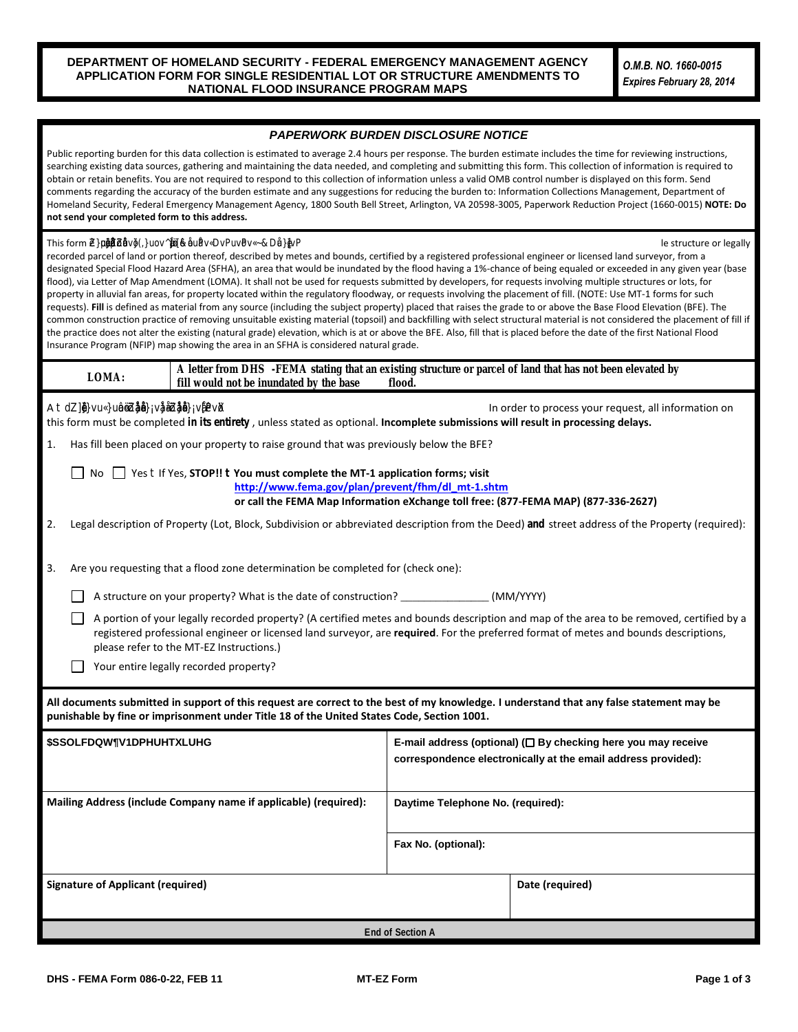**DEPARTMENT OF HOMELAND SECURITY - FEDERAL EMERGENCY MANAGEMENT AGENCY**
**APPLICATION FORM FOR SINGLE RESIDENTIAL LOT OR STRUCTURE AMENDMENTS TO NATIONAL FLOOD INSURANCE PROGRAM MAPS**

*O.M.B. NO. 1660-0015*
*Expires February 28, 2014*

## *PAPERWORK BURDEN DISCLOSURE NOTICE*

Public reporting burden for this data collection is estimated to average 2.4 hours per response. The burden estimate includes the time for reviewing instructions, searching existing data sources, gathering and maintaining the data needed, and completing and submitting this form. This collection of information is required to obtain or retain benefits. You are not required to respond to this collection of information unless a valid OMB control number is displayed on this form. Send comments regarding the accuracy of the burden estimate and any suggestions for reducing the burden to: Information Collections Management, Department of Homeland Security, Federal Emergency Management Agency, 1800 South Bell Street, Arlington, VA 20598-3005, Paperwork Reduction Project (1660-0015) **NOTE: Do not send your completed form to this address.**

This form Z}µoµšŒ‹µšZš(,}uov^µŒ]šÇ[&Œo uŒPvÇDvPuvšPvÇ~&DŒu}ÀP le structure or legally recorded parcel of land or portion thereof, described by metes and bounds, certified by a registered professional engineer or licensed land surveyor, from a designated Special Flood Hazard Area (SFHA), an area that would be inundated by the flood having a 1%-chance of being equaled or exceeded in any given year (base flood), via Letter of Map Amendment (LOMA). It shall not be used for requests submitted by developers, for requests involving multiple structures or lots, for property in alluvial fan areas, for property located within the regulatory floodway, or requests involving the placement of fill. (NOTE: Use MT-1 forms for such requests). **Fill** is defined as material from any source (including the subject property) placed that raises the grade to or above the Base Flood Elevation (BFE). The common construction practice of removing unsuitable existing material (topsoil) and backfilling with select structural material is not considered the placement of fill if the practice does not alter the existing (natural grade) elevation, which is at or above the BFE. Also, fill that is placed before the date of the first National Flood Insurance Program (NFIP) map showing the area in an SFHA is considered natural grade.

| **LOMA:** | **A letter from DHS -FEMA stating that an existing structure or parcel of land that has not been elevated by fill would not be inundated by the base flood.** |
|---|---|

A t dZ]}vu«}uôZåå}¡våZåå}¡vÞvX In order to process your request, all information on this form must be completed **in its entirety**, unless stated as optional. **Incomplete submissions will result in processing delays.**

1. Has fill been placed on your property to raise ground that was previously below the BFE?

   ☐ No ☐ Yes t If Yes, **STOP!! t You must complete the MT-1 application forms; visit [http://www.fema.gov/plan/prevent/fhm/dl_mt-1.shtm](http://www.fema.gov/plan/prevent/fhm/dl_mt-1.shtm) or call the FEMA Map Information eXchange toll free: (877-FEMA MAP) (877-336-2627)**

2. Legal description of Property (Lot, Block, Subdivision or abbreviated description from the Deed) **and** street address of the Property (required):

3. Are you requesting that a flood zone determination be completed for (check one):

   ☐ A structure on your property? What is the date of construction? _______________ (MM/YYYY)

   ☐ A portion of your legally recorded property? (A certified metes and bounds description and map of the area to be removed, certified by a registered professional engineer or licensed land surveyor, are **required**. For the preferred format of metes and bounds descriptions, please refer to the MT-EZ Instructions.)

   ☐ Your entire legally recorded property?

**All documents submitted in support of this request are correct to the best of my knowledge. I understand that any false statement may be punishable by fine or imprisonment under Title 18 of the United States Code, Section 1001.**

| **$SSOLFDQW¶V1DPHUHTXLUHG** | **E-mail address (optional) (☐ By checking here you may receive correspondence electronically at the email address provided):** |
|---|---|
| **Mailing Address (include Company name if applicable) (required):** | **Daytime Telephone No. (required):** |
| | **Fax No. (optional):** |
| **Signature of Applicant (required)** | **Date (required)** |

**End of Section A**

DHS - FEMA Form 086-0-22, FEB 11 — MT-EZ Form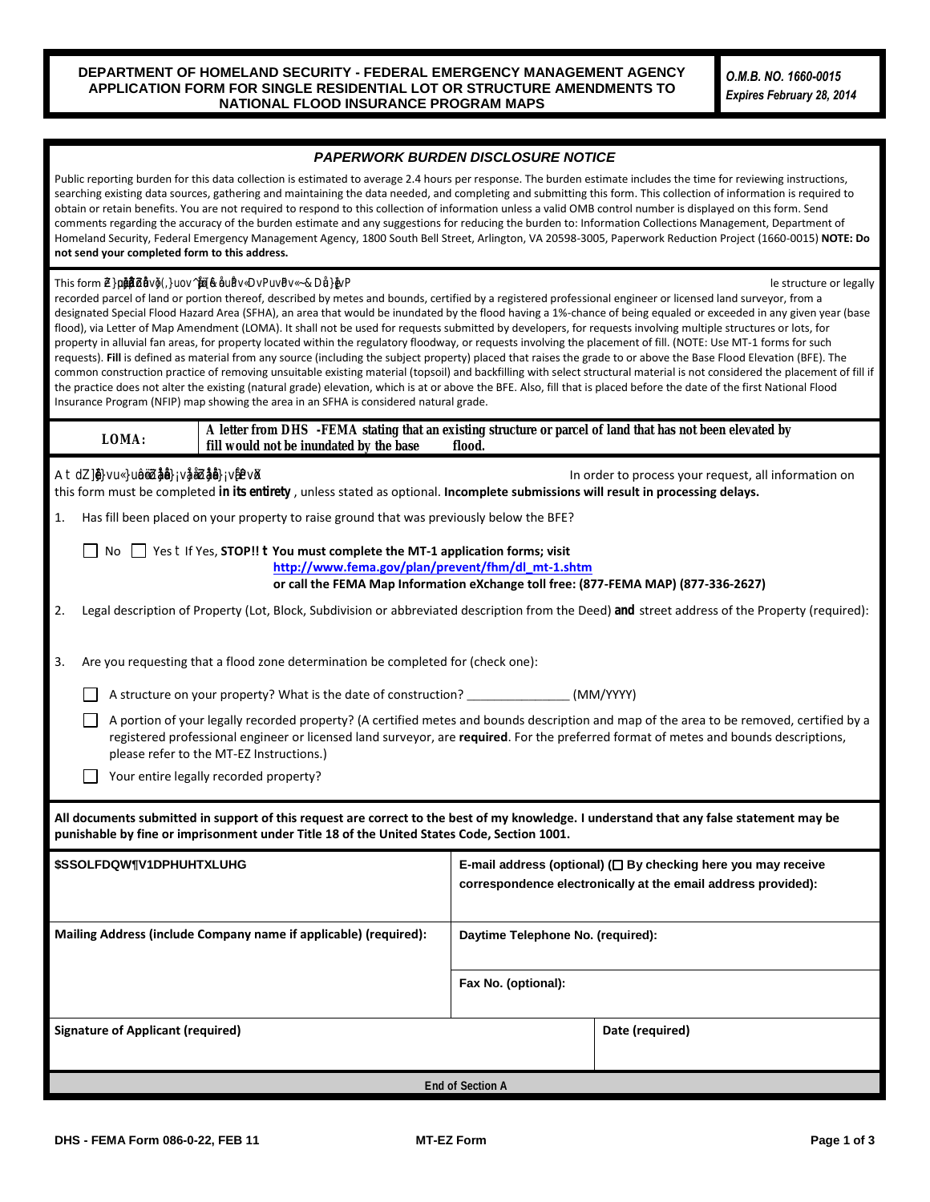**DEPARTMENT OF HOMELAND SECURITY - FEDERAL EMERGENCY MANAGEMENT AGENCY**
**APPLICATION FORM FOR SINGLE RESIDENTIAL LOT OR STRUCTURE AMENDMENTS TO NATIONAL FLOOD INSURANCE PROGRAM MAPS**

*O.M.B. NO. 1660-0015*
*Expires February 28, 2014*

## *PAPERWORK BURDEN DISCLOSURE NOTICE*

Public reporting burden for this data collection is estimated to average 2.4 hours per response. The burden estimate includes the time for reviewing instructions, searching existing data sources, gathering and maintaining the data needed, and completing and submitting this form. This collection of information is required to obtain or retain benefits. You are not required to respond to this collection of information unless a valid OMB control number is displayed on this form. Send comments regarding the accuracy of the burden estimate and any suggestions for reducing the burden to: Information Collections Management, Department of Homeland Security, Federal Emergency Management Agency, 1800 South Bell Street, Arlington, VA 20598-3005, Paperwork Reduction Project (1660-0015) **NOTE: Do not send your completed form to this address.**

This form should be used to request that the Department of Homeland Security's Federal Emergency Management Agency (DHS-FEMA) remove a single structure or legally recorded parcel of land or portion thereof, described by metes and bounds, certified by a registered professional engineer or licensed land surveyor, from a designated Special Flood Hazard Area (SFHA), an area that would be inundated by the flood having a 1%-chance of being equaled or exceeded in any given year (base flood), via Letter of Map Amendment (LOMA). It shall not be used for requests submitted by developers, for requests involving multiple structures or lots, for property in alluvial fan areas, for property located within the regulatory floodway, or requests involving the placement of fill. (NOTE: Use MT-1 forms for such requests). **Fill** is defined as material from any source (including the subject property) placed that raises the grade to or above the Base Flood Elevation (BFE). The common construction practice of removing unsuitable existing material (topsoil) and backfilling with select structural material is not considered the placement of fill if the practice does not alter the existing (natural grade) elevation, which is at or above the BFE. Also, fill that is placed before the date of the first National Flood Insurance Program (NFIP) map showing the area in an SFHA is considered natural grade.

| **LOMA:** | **A letter from DHS -FEMA stating that an existing structure or parcel of land that has not been elevated by fill would not be inundated by the base flood.** |
|---|---|

A – This section must be completed by the requester. In order to process your request, all information on this form must be completed **in its entirety**, unless stated as optional. **Incomplete submissions will result in processing delays.**

1. Has fill been placed on your property to raise ground that was previously below the BFE?

   ☐ No ☐ Yes – If Yes, **STOP!! – You must complete the MT-1 application forms; visit http://www.fema.gov/plan/prevent/fhm/dl_mt-1.shtm or call the FEMA Map Information eXchange toll free: (877-FEMA MAP) (877-336-2627)**

2. Legal description of Property (Lot, Block, Subdivision or abbreviated description from the Deed) **and** street address of the Property (required):

3. Are you requesting that a flood zone determination be completed for (check one):

   ☐ A structure on your property? What is the date of construction? _______________ (MM/YYYY)

   ☐ A portion of your legally recorded property? (A certified metes and bounds description and map of the area to be removed, certified by a registered professional engineer or licensed land surveyor, are **required**. For the preferred format of metes and bounds descriptions, please refer to the MT-EZ Instructions.)

   ☐ Your entire legally recorded property?

**All documents submitted in support of this request are correct to the best of my knowledge. I understand that any false statement may be punishable by fine or imprisonment under Title 18 of the United States Code, Section 1001.**

| **Applicant's Name (required)** | **E-mail address (optional) (☐ By checking here you may receive correspondence electronically at the email address provided):** | |
|---|---|---|
| **Mailing Address (include Company name if applicable) (required):** | **Daytime Telephone No. (required):** | |
| | **Fax No. (optional):** | |
| **Signature of Applicant (required)** | | **Date (required)** |

**End of Section A**

**DHS - FEMA Form 086-0-22, FEB 11** **MT-EZ Form**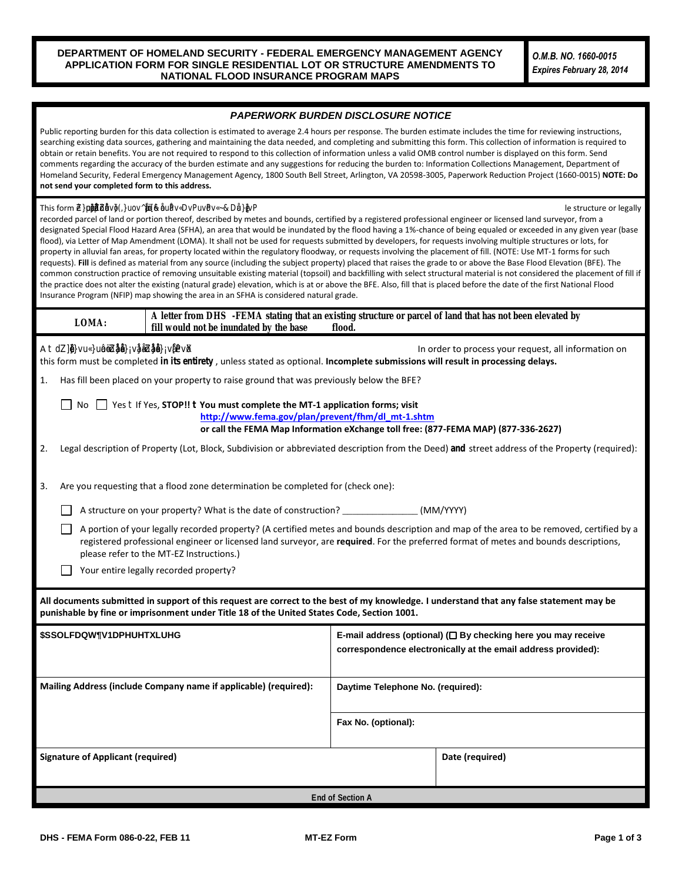**DEPARTMENT OF HOMELAND SECURITY - FEDERAL EMERGENCY MANAGEMENT AGENCY**
**APPLICATION FORM FOR SINGLE RESIDENTIAL LOT OR STRUCTURE AMENDMENTS TO NATIONAL FLOOD INSURANCE PROGRAM MAPS**

*O.M.B. NO. 1660-0015*
*Expires February 28, 2014*

### *PAPERWORK BURDEN DISCLOSURE NOTICE*

Public reporting burden for this data collection is estimated to average 2.4 hours per response. The burden estimate includes the time for reviewing instructions, searching existing data sources, gathering and maintaining the data needed, and completing and submitting this form. This collection of information is required to obtain or retain benefits. You are not required to respond to this collection of information unless a valid OMB control number is displayed on this form. Send comments regarding the accuracy of the burden estimate and any suggestions for reducing the burden to: Information Collections Management, Department of Homeland Security, Federal Emergency Management Agency, 1800 South Bell Street, Arlington, VA 20598-3005, Paperwork Reduction Project (1660-0015) **NOTE: Do not send your completed form to this address.**

This form ... le structure or legally recorded parcel of land or portion thereof, described by metes and bounds, certified by a registered professional engineer or licensed land surveyor, from a designated Special Flood Hazard Area (SFHA), an area that would be inundated by the flood having a 1%-chance of being equaled or exceeded in any given year (base flood), via Letter of Map Amendment (LOMA). It shall not be used for requests submitted by developers, for requests involving multiple structures or lots, for property in alluvial fan areas, for property located within the regulatory floodway, or requests involving the placement of fill. (NOTE: Use MT-1 forms for such requests). **Fill** is defined as material from any source (including the subject property) placed that raises the grade to or above the Base Flood Elevation (BFE). The common construction practice of removing unsuitable existing material (topsoil) and backfilling with select structural material is not considered the placement of fill if the practice does not alter the existing (natural grade) elevation, which is at or above the BFE. Also, fill that is placed before the date of the first National Flood Insurance Program (NFIP) map showing the area in an SFHA is considered natural grade.

| **LOMA:** | **A letter from DHS -FEMA stating that an existing structure or parcel of land that has not been elevated by fill would not be inundated by the base flood.** |
|---|---|

... In order to process your request, all information on this form must be completed **in its entirety**, unless stated as optional. **Incomplete submissions will result in processing delays.**

1. Has fill been placed on your property to raise ground that was previously below the BFE?

   ☐ No ☐ Yes – If Yes, **STOP!! – You must complete the MT-1 application forms; visit** **http://www.fema.gov/plan/prevent/fhm/dl_mt-1.shtm** **or call the FEMA Map Information eXchange toll free: (877-FEMA MAP) (877-336-2627)**

2. Legal description of Property (Lot, Block, Subdivision or abbreviated description from the Deed) **and** street address of the Property (required):

3. Are you requesting that a flood zone determination be completed for (check one):

   ☐ A structure on your property? What is the date of construction? _______________ (MM/YYYY)

   ☐ A portion of your legally recorded property? (A certified metes and bounds description and map of the area to be removed, certified by a registered professional engineer or licensed land surveyor, are **required**. For the preferred format of metes and bounds descriptions, please refer to the MT-EZ Instructions.)

   ☐ Your entire legally recorded property?

**All documents submitted in support of this request are correct to the best of my knowledge. I understand that any false statement may be punishable by fine or imprisonment under Title 18 of the United States Code, Section 1001.**

| **Applicant's Name (required)** | **E-mail address (optional) (☐ By checking here you may receive correspondence electronically at the email address provided):** | |
|---|---|---|
| **Mailing Address (include Company name if applicable) (required):** | **Daytime Telephone No. (required):** | |
| | **Fax No. (optional):** | |
| **Signature of Applicant (required)** | | **Date (required)** |

**End of Section A**

**DHS - FEMA Form 086-0-22, FEB 11** **MT-EZ Form**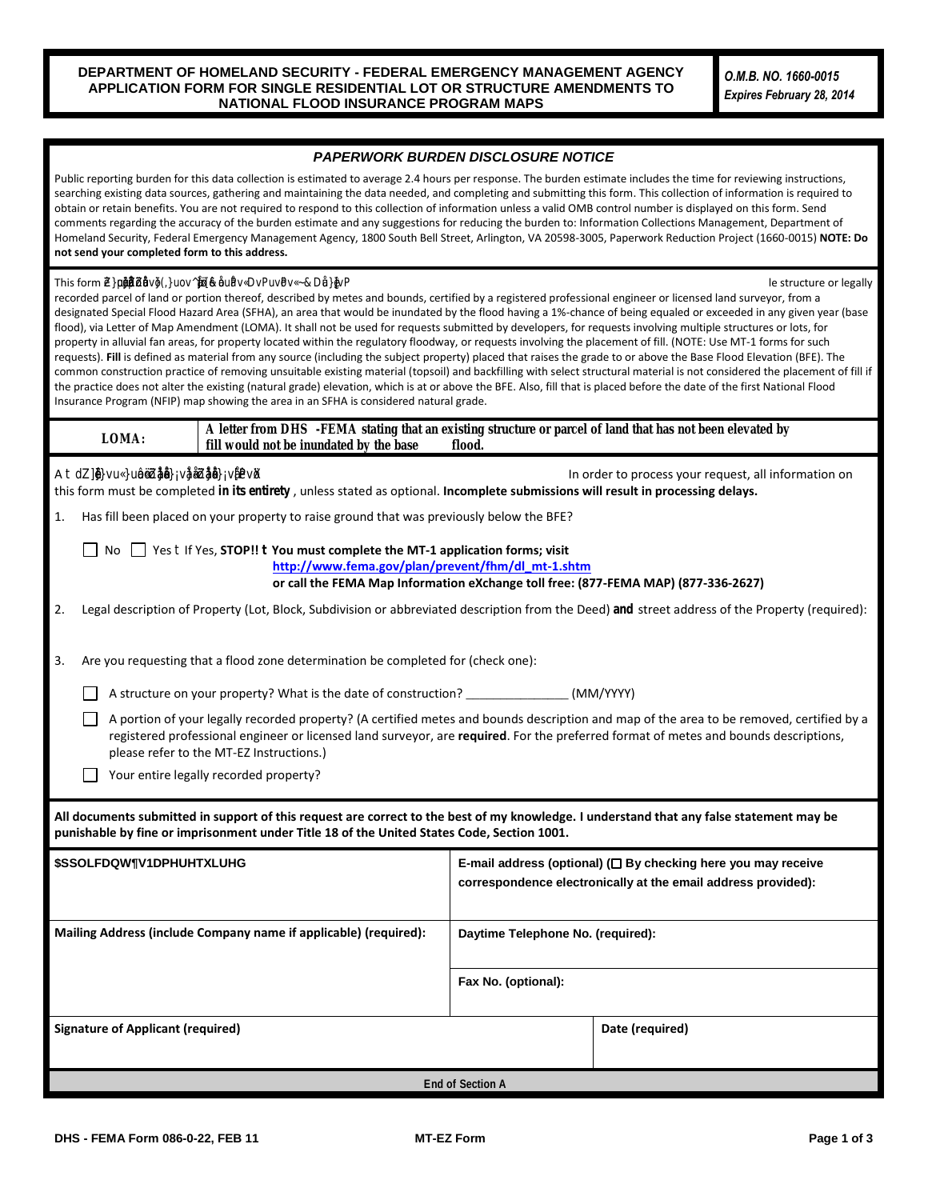**DEPARTMENT OF HOMELAND SECURITY - FEDERAL EMERGENCY MANAGEMENT AGENCY**
**APPLICATION FORM FOR SINGLE RESIDENTIAL LOT OR STRUCTURE AMENDMENTS TO NATIONAL FLOOD INSURANCE PROGRAM MAPS**

*O.M.B. NO. 1660-0015*
*Expires February 28, 2014*

## *PAPERWORK BURDEN DISCLOSURE NOTICE*

Public reporting burden for this data collection is estimated to average 2.4 hours per response. The burden estimate includes the time for reviewing instructions, searching existing data sources, gathering and maintaining the data needed, and completing and submitting this form. This collection of information is required to obtain or retain benefits. You are not required to respond to this collection of information unless a valid OMB control number is displayed on this form. Send comments regarding the accuracy of the burden estimate and any suggestions for reducing the burden to: Information Collections Management, Department of Homeland Security, Federal Emergency Management Agency, 1800 South Bell Street, Arlington, VA 20598-3005, Paperwork Reduction Project (1660-0015) **NOTE: Do not send your completed form to this address.**

This form should be used to request that the Department of Homeland Security's Federal Emergency Management Agency (DHS-FEMA) remove a single structure or legally recorded parcel of land or portion thereof, described by metes and bounds, certified by a registered professional engineer or licensed land surveyor, from a designated Special Flood Hazard Area (SFHA), an area that would be inundated by the flood having a 1%-chance of being equaled or exceeded in any given year (base flood), via Letter of Map Amendment (LOMA). It shall not be used for requests submitted by developers, for requests involving multiple structures or lots, for property in alluvial fan areas, for property located within the regulatory floodway, or requests involving the placement of fill. (NOTE: Use MT-1 forms for such requests). **Fill** is defined as material from any source (including the subject property) placed that raises the grade to or above the Base Flood Elevation (BFE). The common construction practice of removing unsuitable existing material (topsoil) and backfilling with select structural material is not considered the placement of fill if the practice does not alter the existing (natural grade) elevation, which is at or above the BFE. Also, fill that is placed before the date of the first National Flood Insurance Program (NFIP) map showing the area in an SFHA is considered natural grade.

| | |
|---|---|
| **LOMA:** | **A letter from DHS -FEMA stating that an existing structure or parcel of land that has not been elevated by fill would not be inundated by the base flood.** |

A – This section must be completed by all requesters. In order to process your request, all information on this form must be completed **in its entirety**, unless stated as optional. **Incomplete submissions will result in processing delays.**

1. Has fill been placed on your property to raise ground that was previously below the BFE?

   ☐ No ☐ Yes – If Yes, **STOP!! – You must complete the MT-1 application forms; visit http://www.fema.gov/plan/prevent/fhm/dl_mt-1.shtm or call the FEMA Map Information eXchange toll free: (877-FEMA MAP) (877-336-2627)**

2. Legal description of Property (Lot, Block, Subdivision or abbreviated description from the Deed) **and** street address of the Property (required):

3. Are you requesting that a flood zone determination be completed for (check one):

   ☐ A structure on your property? What is the date of construction? _______________ (MM/YYYY)

   ☐ A portion of your legally recorded property? (A certified metes and bounds description and map of the area to be removed, certified by a registered professional engineer or licensed land surveyor, are **required**. For the preferred format of metes and bounds descriptions, please refer to the MT-EZ Instructions.)

   ☐ Your entire legally recorded property?

**All documents submitted in support of this request are correct to the best of my knowledge. I understand that any false statement may be punishable by fine or imprisonment under Title 18 of the United States Code, Section 1001.**

| | | |
|---|---|---|
| **Applicant's Name (required)** | **E-mail address (optional) (☐ By checking here you may receive correspondence electronically at the email address provided):** | |
| **Mailing Address (include Company name if applicable) (required):** | **Daytime Telephone No. (required):** | |
| | **Fax No. (optional):** | |
| **Signature of Applicant (required)** | | **Date (required)** |

**End of Section A**

**DHS - FEMA Form 086-0-22, FEB 11** **MT-EZ Form**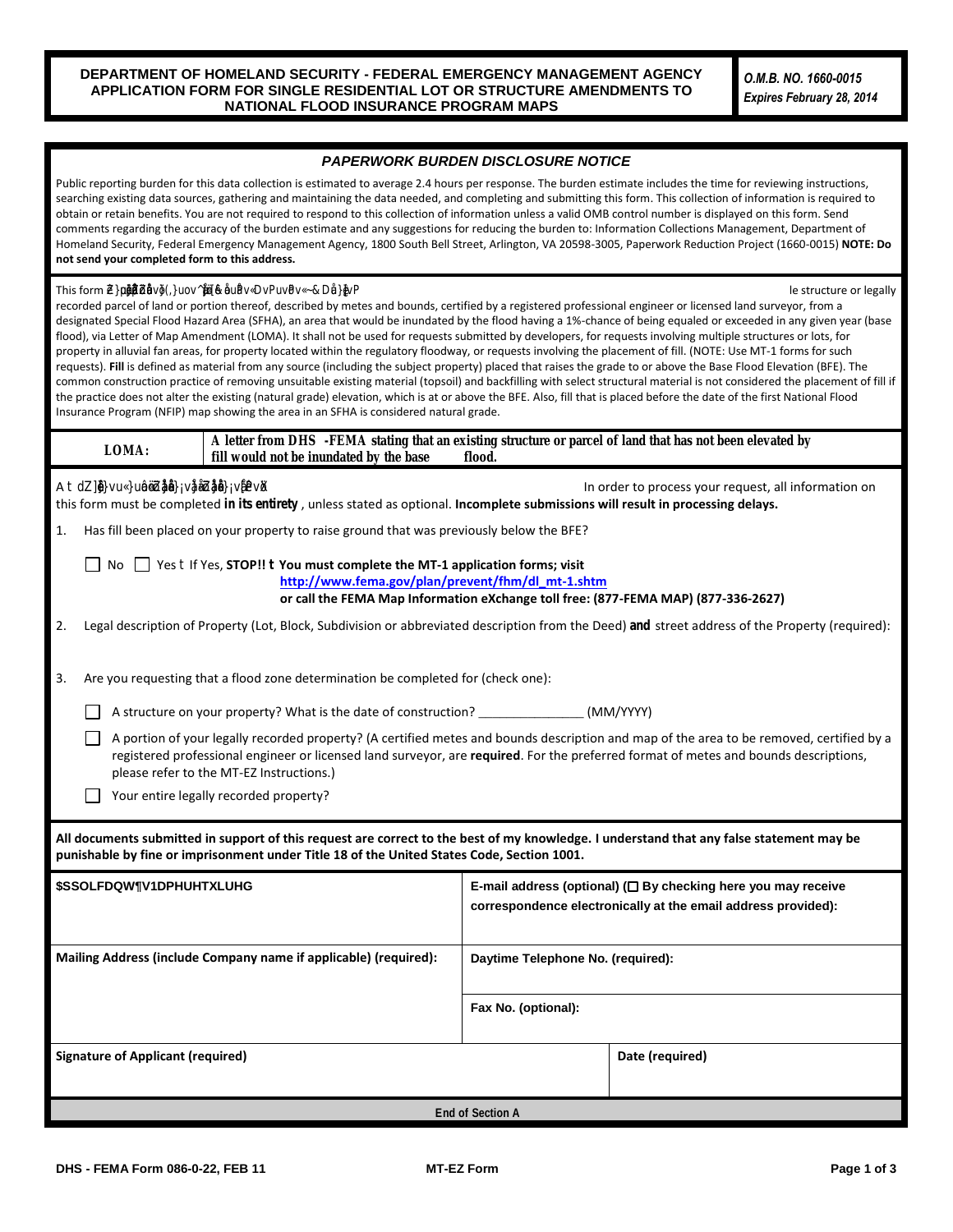**DEPARTMENT OF HOMELAND SECURITY - FEDERAL EMERGENCY MANAGEMENT AGENCY**
**APPLICATION FORM FOR SINGLE RESIDENTIAL LOT OR STRUCTURE AMENDMENTS TO NATIONAL FLOOD INSURANCE PROGRAM MAPS**

*O.M.B. NO. 1660-0015*
*Expires February 28, 2014*

### *PAPERWORK BURDEN DISCLOSURE NOTICE*

Public reporting burden for this data collection is estimated to average 2.4 hours per response. The burden estimate includes the time for reviewing instructions, searching existing data sources, gathering and maintaining the data needed, and completing and submitting this form. This collection of information is required to obtain or retain benefits. You are not required to respond to this collection of information unless a valid OMB control number is displayed on this form. Send comments regarding the accuracy of the burden estimate and any suggestions for reducing the burden to: Information Collections Management, Department of Homeland Security, Federal Emergency Management Agency, 1800 South Bell Street, Arlington, VA 20598-3005, Paperwork Reduction Project (1660-0015) **NOTE: Do not send your completed form to this address.**

This form [illegible] le structure or legally recorded parcel of land or portion thereof, described by metes and bounds, certified by a registered professional engineer or licensed land surveyor, from a designated Special Flood Hazard Area (SFHA), an area that would be inundated by the flood having a 1%-chance of being equaled or exceeded in any given year (base flood), via Letter of Map Amendment (LOMA). It shall not be used for requests submitted by developers, for requests involving multiple structures or lots, for property in alluvial fan areas, for property located within the regulatory floodway, or requests involving the placement of fill. (NOTE: Use MT-1 forms for such requests). **Fill** is defined as material from any source (including the subject property) placed that raises the grade to or above the Base Flood Elevation (BFE). The common construction practice of removing unsuitable existing material (topsoil) and backfilling with select structural material is not considered the placement of fill if the practice does not alter the existing (natural grade) elevation, which is at or above the BFE. Also, fill that is placed before the date of the first National Flood Insurance Program (NFIP) map showing the area in an SFHA is considered natural grade.

| | |
|---|---|
| **LOMA:** | **A letter from DHS -FEMA stating that an existing structure or parcel of land that has not been elevated by fill would not be inundated by the base flood.** |

[illegible] In order to process your request, all information on this form must be completed **in its entirety**, unless stated as optional. **Incomplete submissions will result in processing delays.**

1. Has fill been placed on your property to raise ground that was previously below the BFE?

   ☐ No ☐ Yes – If Yes, **STOP!! – You must complete the MT-1 application forms; visit [http://www.fema.gov/plan/prevent/fhm/dl_mt-1.shtm](http://www.fema.gov/plan/prevent/fhm/dl_mt-1.shtm) or call the FEMA Map Information eXchange toll free: (877-FEMA MAP) (877-336-2627)**

2. Legal description of Property (Lot, Block, Subdivision or abbreviated description from the Deed) **and** street address of the Property (required):

3. Are you requesting that a flood zone determination be completed for (check one):

   ☐ A structure on your property? What is the date of construction? _______________ (MM/YYYY)

   ☐ A portion of your legally recorded property? (A certified metes and bounds description and map of the area to be removed, certified by a registered professional engineer or licensed land surveyor, are **required**. For the preferred format of metes and bounds descriptions, please refer to the MT-EZ Instructions.)

   ☐ Your entire legally recorded property?

**All documents submitted in support of this request are correct to the best of my knowledge. I understand that any false statement may be punishable by fine or imprisonment under Title 18 of the United States Code, Section 1001.**

| | | |
|---|---|---|
| **Applicant's Name (required)** | **E-mail address (optional) (☐ By checking here you may receive correspondence electronically at the email address provided):** | |
| **Mailing Address (include Company name if applicable) (required):** | **Daytime Telephone No. (required):** | |
| | **Fax No. (optional):** | |
| **Signature of Applicant (required)** | | **Date (required)** |

**End of Section A**

**DHS - FEMA Form 086-0-22, FEB 11** **MT-EZ Form**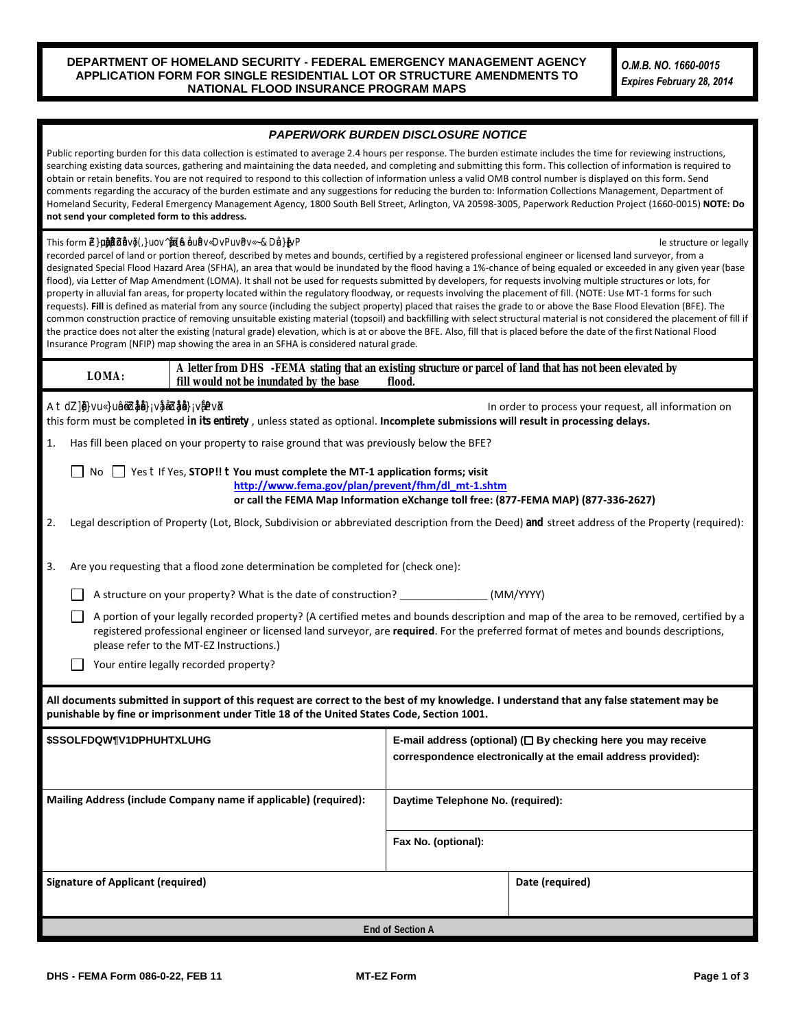DEPARTMENT OF HOMELAND SECURITY - FEDERAL EMERGENCY MANAGEMENT AGENCY
APPLICATION FORM FOR SINGLE RESIDENTIAL LOT OR STRUCTURE AMENDMENTS TO NATIONAL FLOOD INSURANCE PROGRAM MAPS

*O.M.B. NO. 1660-0015*
*Expires February 28, 2014*

## *PAPERWORK BURDEN DISCLOSURE NOTICE*

Public reporting burden for this data collection is estimated to average 2.4 hours per response. The burden estimate includes the time for reviewing instructions, searching existing data sources, gathering and maintaining the data needed, and completing and submitting this form. This collection of information is required to obtain or retain benefits. You are not required to respond to this collection of information unless a valid OMB control number is displayed on this form. Send comments regarding the accuracy of the burden estimate and any suggestions for reducing the burden to: Information Collections Management, Department of Homeland Security, Federal Emergency Management Agency, 1800 South Bell Street, Arlington, VA 20598-3005, Paperwork Reduction Project (1660-0015) **NOTE: Do not send your completed form to this address.**

This form Z}pp]Zåvð(,}uov^þ(&òuÞv«ÞvPuÞv«~&Då}þvP le structure or legally recorded parcel of land or portion thereof, described by metes and bounds, certified by a registered professional engineer or licensed land surveyor, from a designated Special Flood Hazard Area (SFHA), an area that would be inundated by the flood having a 1%-chance of being equaled or exceeded in any given year (base flood), via Letter of Map Amendment (LOMA). It shall not be used for requests submitted by developers, for requests involving multiple structures or lots, for property in alluvial fan areas, for property located within the regulatory floodway, or requests involving the placement of fill. (NOTE: Use MT-1 forms for such requests). **Fill** is defined as material from any source (including the subject property) placed that raises the grade to or above the Base Flood Elevation (BFE). The common construction practice of removing unsuitable existing material (topsoil) and backfilling with select structural material is not considered the placement of fill if the practice does not alter the existing (natural grade) elevation, which is at or above the BFE. Also, fill that is placed before the date of the first National Flood Insurance Program (NFIP) map showing the area in an SFHA is considered natural grade.

| | |
|---|---|
| **LOMA:** | **A letter from DHS -FEMA stating that an existing structure or parcel of land that has not been elevated by fill would not be inundated by the base flood.** |

A t dZ]þ}vu«}uåöZåå}¡våöZåå}¡vÞvÄ In order to process your request, all information on this form must be completed **in its entirety**, unless stated as optional. **Incomplete submissions will result in processing delays.**

1. Has fill been placed on your property to raise ground that was previously below the BFE?

   ☐ No ☐ Yes t If Yes, **STOP!! t You must complete the MT-1 application forms; visit http://www.fema.gov/plan/prevent/fhm/dl_mt-1.shtm or call the FEMA Map Information eXchange toll free: (877-FEMA MAP) (877-336-2627)**

2. Legal description of Property (Lot, Block, Subdivision or abbreviated description from the Deed) **and** street address of the Property (required):

3. Are you requesting that a flood zone determination be completed for (check one):

   ☐ A structure on your property? What is the date of construction? _______________ (MM/YYYY)

   ☐ A portion of your legally recorded property? (A certified metes and bounds description and map of the area to be removed, certified by a registered professional engineer or licensed land surveyor, are **required**. For the preferred format of metes and bounds descriptions, please refer to the MT-EZ Instructions.)

   ☐ Your entire legally recorded property?

**All documents submitted in support of this request are correct to the best of my knowledge. I understand that any false statement may be punishable by fine or imprisonment under Title 18 of the United States Code, Section 1001.**

| | | |
|---|---|---|
| **$SSOLFDQW¶V1DPHUHTXLUHG** | **E-mail address (optional) (☐ By checking here you may receive correspondence electronically at the email address provided):** | |
| **Mailing Address (include Company name if applicable) (required):** | **Daytime Telephone No. (required):** | |
| | **Fax No. (optional):** | |
| **Signature of Applicant (required)** | | **Date (required)** |

**End of Section A**

DHS - FEMA Form 086-0-22, FEB 11 MT-EZ Form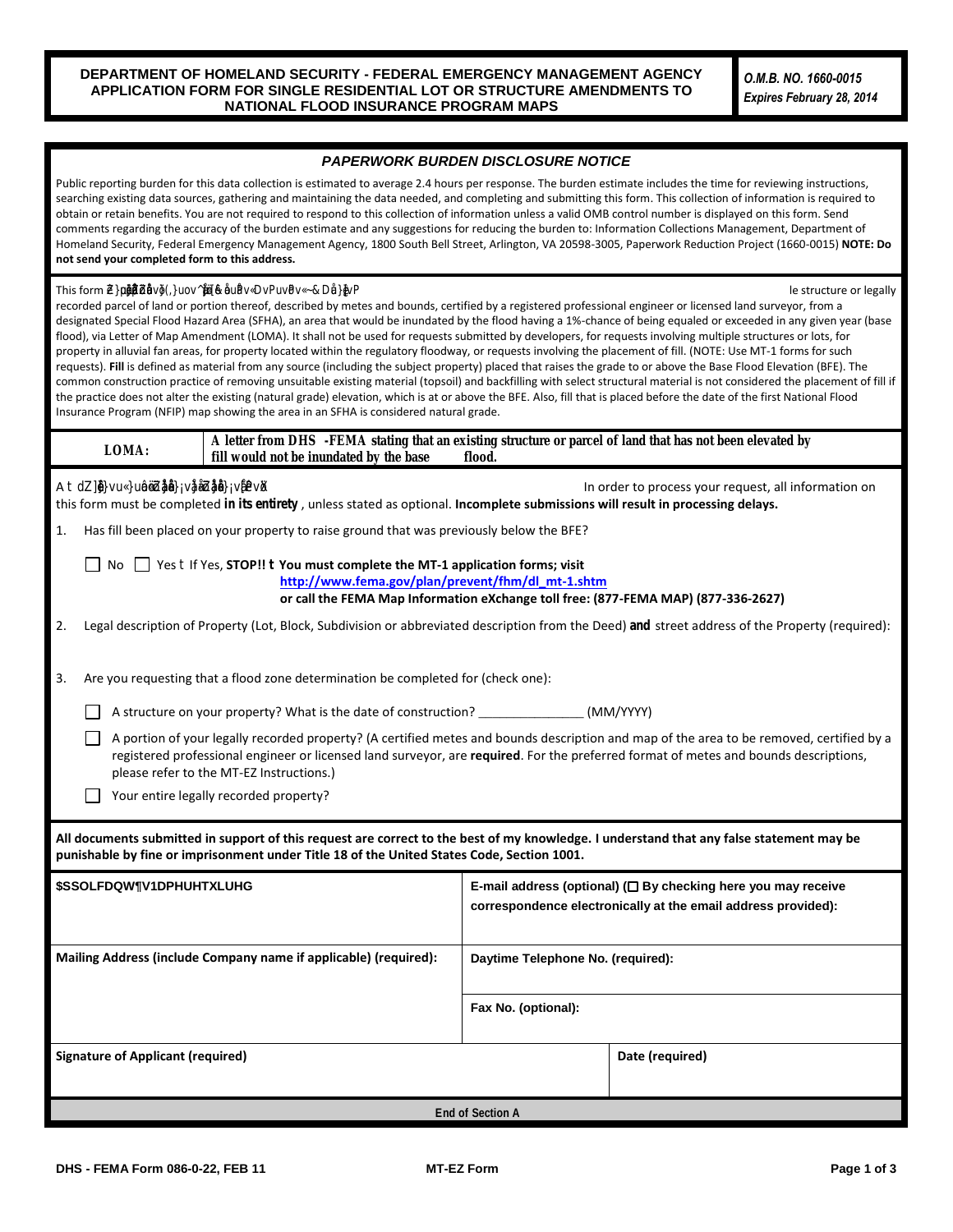**DEPARTMENT OF HOMELAND SECURITY - FEDERAL EMERGENCY MANAGEMENT AGENCY**
**APPLICATION FORM FOR SINGLE RESIDENTIAL LOT OR STRUCTURE AMENDMENTS TO NATIONAL FLOOD INSURANCE PROGRAM MAPS**

*O.M.B. NO. 1660-0015*
*Expires February 28, 2014*

### *PAPERWORK BURDEN DISCLOSURE NOTICE*

Public reporting burden for this data collection is estimated to average 2.4 hours per response. The burden estimate includes the time for reviewing instructions, searching existing data sources, gathering and maintaining the data needed, and completing and submitting this form. This collection of information is required to obtain or retain benefits. You are not required to respond to this collection of information unless a valid OMB control number is displayed on this form. Send comments regarding the accuracy of the burden estimate and any suggestions for reducing the burden to: Information Collections Management, Department of Homeland Security, Federal Emergency Management Agency, 1800 South Bell Street, Arlington, VA 20598-3005, Paperwork Reduction Project (1660-0015) **NOTE: Do not send your completed form to this address.**

This form Z}pp]Zåv}(,}uov^þ(&ôuÂv«PuvÞv«~&Dâ}þvP le structure or legally recorded parcel of land or portion thereof, described by metes and bounds, certified by a registered professional engineer or licensed land surveyor, from a designated Special Flood Hazard Area (SFHA), an area that would be inundated by the flood having a 1%-chance of being equaled or exceeded in any given year (base flood), via Letter of Map Amendment (LOMA). It shall not be used for requests submitted by developers, for requests involving multiple structures or lots, for property in alluvial fan areas, for property located within the regulatory floodway, or requests involving the placement of fill. (NOTE: Use MT-1 forms for such requests). **Fill** is defined as material from any source (including the subject property) placed that raises the grade to or above the Base Flood Elevation (BFE). The common construction practice of removing unsuitable existing material (topsoil) and backfilling with select structural material is not considered the placement of fill if the practice does not alter the existing (natural grade) elevation, which is at or above the BFE. Also, fill that is placed before the date of the first National Flood Insurance Program (NFIP) map showing the area in an SFHA is considered natural grade.

| | |
|---|---|
| **LOMA:** | **A letter from DHS -FEMA stating that an existing structure or parcel of land that has not been elevated by fill would not be inundated by the base flood.** |

A t dZ]þ}vu«}uêöZåð}¡vâZåð}¡vÞvÄ In order to process your request, all information on this form must be completed **in its entirety**, unless stated as optional. **Incomplete submissions will result in processing delays.**

1. Has fill been placed on your property to raise ground that was previously below the BFE?

   ☐ No ☐ Yes t If Yes, **STOP!! t You must complete the MT-1 application forms; visit** **http://www.fema.gov/plan/prevent/fhm/dl_mt-1.shtm** **or call the FEMA Map Information eXchange toll free: (877-FEMA MAP) (877-336-2627)**

2. Legal description of Property (Lot, Block, Subdivision or abbreviated description from the Deed) **and** street address of the Property (required):

3. Are you requesting that a flood zone determination be completed for (check one):

   ☐ A structure on your property? What is the date of construction? _______________ (MM/YYYY)

   ☐ A portion of your legally recorded property? (A certified metes and bounds description and map of the area to be removed, certified by a registered professional engineer or licensed land surveyor, are **required**. For the preferred format of metes and bounds descriptions, please refer to the MT-EZ Instructions.)

   ☐ Your entire legally recorded property?

**All documents submitted in support of this request are correct to the best of my knowledge. I understand that any false statement may be punishable by fine or imprisonment under Title 18 of the United States Code, Section 1001.**

| | | |
|---|---|---|
| **$SSOLFDQW¶V1DPHUHTXLUHG** | **E-mail address (optional) (☐ By checking here you may receive correspondence electronically at the email address provided):** | |
| **Mailing Address (include Company name if applicable) (required):** | **Daytime Telephone No. (required):** | |
| | **Fax No. (optional):** | |
| **Signature of Applicant (required)** | | **Date (required)** |

**End of Section A**

**DHS - FEMA Form 086-0-22, FEB 11** **MT-EZ Form**